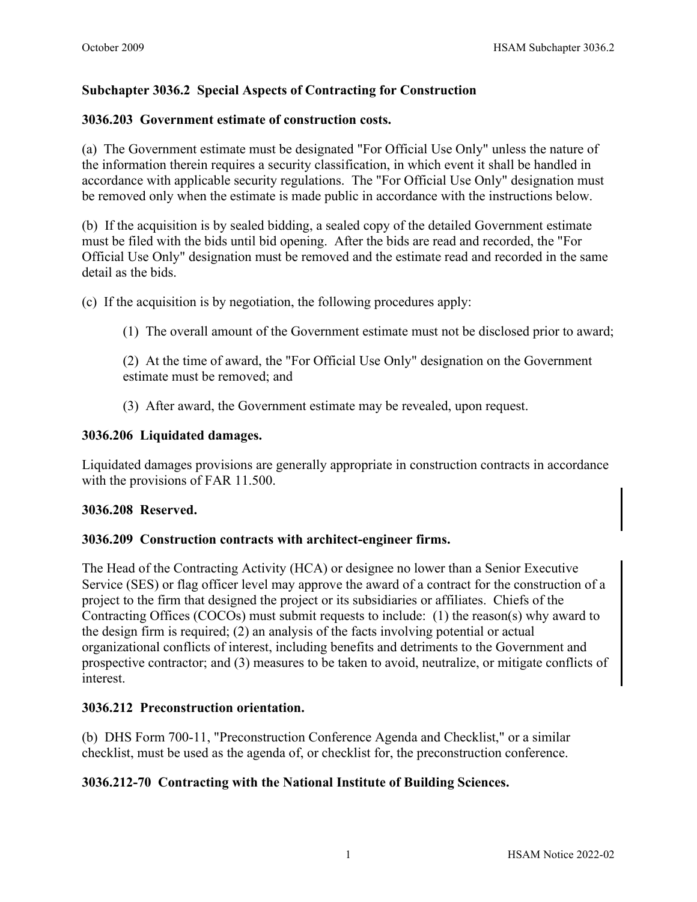## Subchapter 3036.2 Special Aspects of Contracting for Construction

### 3036.203 Government estimate of construction costs.

(a) The Government estimate must be designated "For Official Use Only" unless the nature of the information therein requires a security classification, in which event it shall be handled in accordance with applicable security regulations. The "For Official Use Only" designation must be removed only when the estimate is made public in accordance with the instructions below.

(b) If the acquisition is by sealed bidding, a sealed copy of the detailed Government estimate must be filed with the bids until bid opening. After the bids are read and recorded, the "For Official Use Only" designation must be removed and the estimate read and recorded in the same detail as the bids.

(c) If the acquisition is by negotiation, the following procedures apply:

(1) The overall amount of the Government estimate must not be disclosed prior to award;

(2) At the time of award, the "For Official Use Only" designation on the Government estimate must be removed; and

(3) After award, the Government estimate may be revealed, upon request.

### 3036.206 Liquidated damages.

Liquidated damages provisions are generally appropriate in construction contracts in accordance with the provisions of FAR 11.500.

### 3036.208 Reserved.

### 3036.209 Construction contracts with architect-engineer firms.

The Head of the Contracting Activity (HCA) or designee no lower than a Senior Executive Service (SES) or flag officer level may approve the award of a contract for the construction of a project to the firm that designed the project or its subsidiaries or affiliates. Chiefs of the Contracting Offices (COCOs) must submit requests to include: (1) the reason(s) why award to the design firm is required; (2) an analysis of the facts involving potential or actual organizational conflicts of interest, including benefits and detriments to the Government and prospective contractor; and (3) measures to be taken to avoid, neutralize, or mitigate conflicts of interest.

### 3036.212 Preconstruction orientation.

(b) DHS Form 700-11, "Preconstruction Conference Agenda and Checklist," or a similar checklist, must be used as the agenda of, or checklist for, the preconstruction conference.

### 3036.212-70 Contracting with the National Institute of Building Sciences.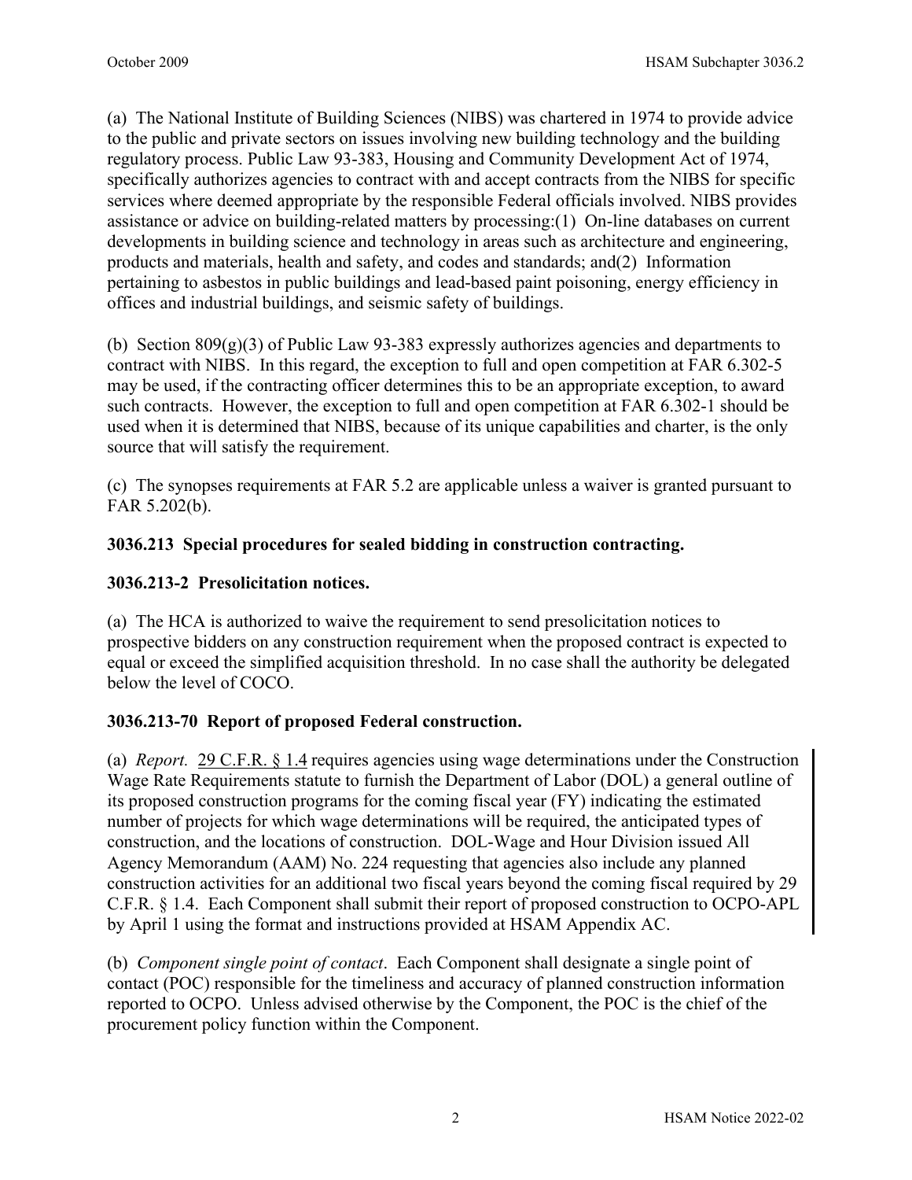(a) The National Institute of Building Sciences (NIBS) was chartered in 1974 to provide advice to the public and private sectors on issues involving new building technology and the building regulatory process. Public Law 93-383, Housing and Community Development Act of 1974, specifically authorizes agencies to contract with and accept contracts from the NIBS for specific services where deemed appropriate by the responsible Federal officials involved. NIBS provides assistance or advice on building-related matters by processing:(1) On-line databases on current developments in building science and technology in areas such as architecture and engineering, products and materials, health and safety, and codes and standards; and(2) Information pertaining to asbestos in public buildings and lead-based paint poisoning, energy efficiency in offices and industrial buildings, and seismic safety of buildings.

(b) Section 809(g)(3) of Public Law 93-383 expressly authorizes agencies and departments to contract with NIBS. In this regard, the exception to full and open competition at FAR 6.302-5 may be used, if the contracting officer determines this to be an appropriate exception, to award such contracts. However, the exception to full and open competition at FAR 6.302-1 should be used when it is determined that NIBS, because of its unique capabilities and charter, is the only source that will satisfy the requirement.

(c) The synopses requirements at FAR 5.2 are applicable unless a waiver is granted pursuant to FAR 5.202(b).

### 3036.213 Special procedures for sealed bidding in construction contracting.

### 3036.213-2 Presolicitation notices.

(a) The HCA is authorized to waive the requirement to send presolicitation notices to prospective bidders on any construction requirement when the proposed contract is expected to equal or exceed the simplified acquisition threshold. In no case shall the authority be delegated below the level of COCO.

### 3036.213-70 Report of proposed Federal construction.

(a) *Report.* 29 C.F.R. § 1.4 requires agencies using wage determinations under the Construction Wage Rate Requirements statute to furnish the Department of Labor (DOL) a general outline of its proposed construction programs for the coming fiscal year (FY) indicating the estimated number of projects for which wage determinations will be required, the anticipated types of construction, and the locations of construction. DOL-Wage and Hour Division issued All Agency Memorandum (AAM) No. 224 requesting that agencies also include any planned construction activities for an additional two fiscal years beyond the coming fiscal required by 29 C.F.R. § 1.4. Each Component shall submit their report of proposed construction to OCPO-APL by April 1 using the format and instructions provided at HSAM Appendix AC.

(b) *Component single point of contact*. Each Component shall designate a single point of contact (POC) responsible for the timeliness and accuracy of planned construction information reported to OCPO. Unless advised otherwise by the Component, the POC is the chief of the procurement policy function within the Component.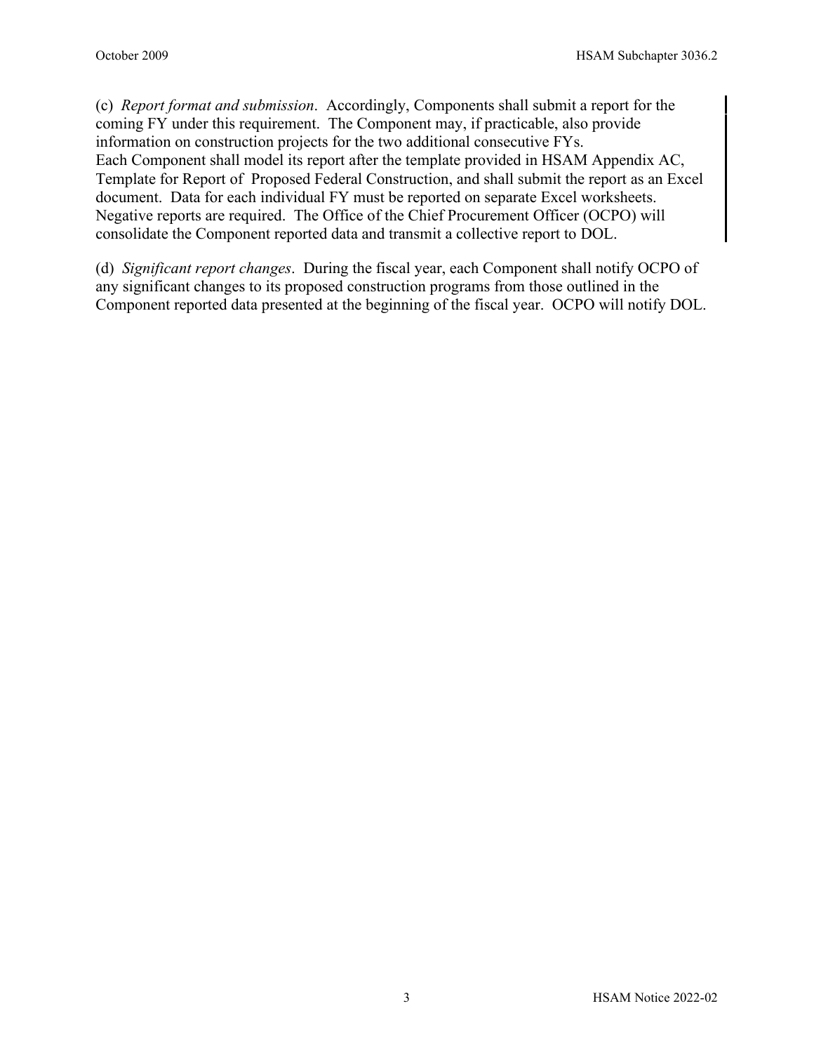(c) *Report format and submission*. Accordingly, Components shall submit a report for the coming FY under this requirement. The Component may, if practicable, also provide information on construction projects for the two additional consecutive FYs. Each Component shall model its report after the template provided in HSAM Appendix AC, Template for Report of Proposed Federal Construction, and shall submit the report as an Excel document. Data for each individual FY must be reported on separate Excel worksheets. Negative reports are required. The Office of the Chief Procurement Officer (OCPO) will consolidate the Component reported data and transmit a collective report to DOL.

(d) *Significant report changes*. During the fiscal year, each Component shall notify OCPO of any significant changes to its proposed construction programs from those outlined in the Component reported data presented at the beginning of the fiscal year. OCPO will notify DOL.